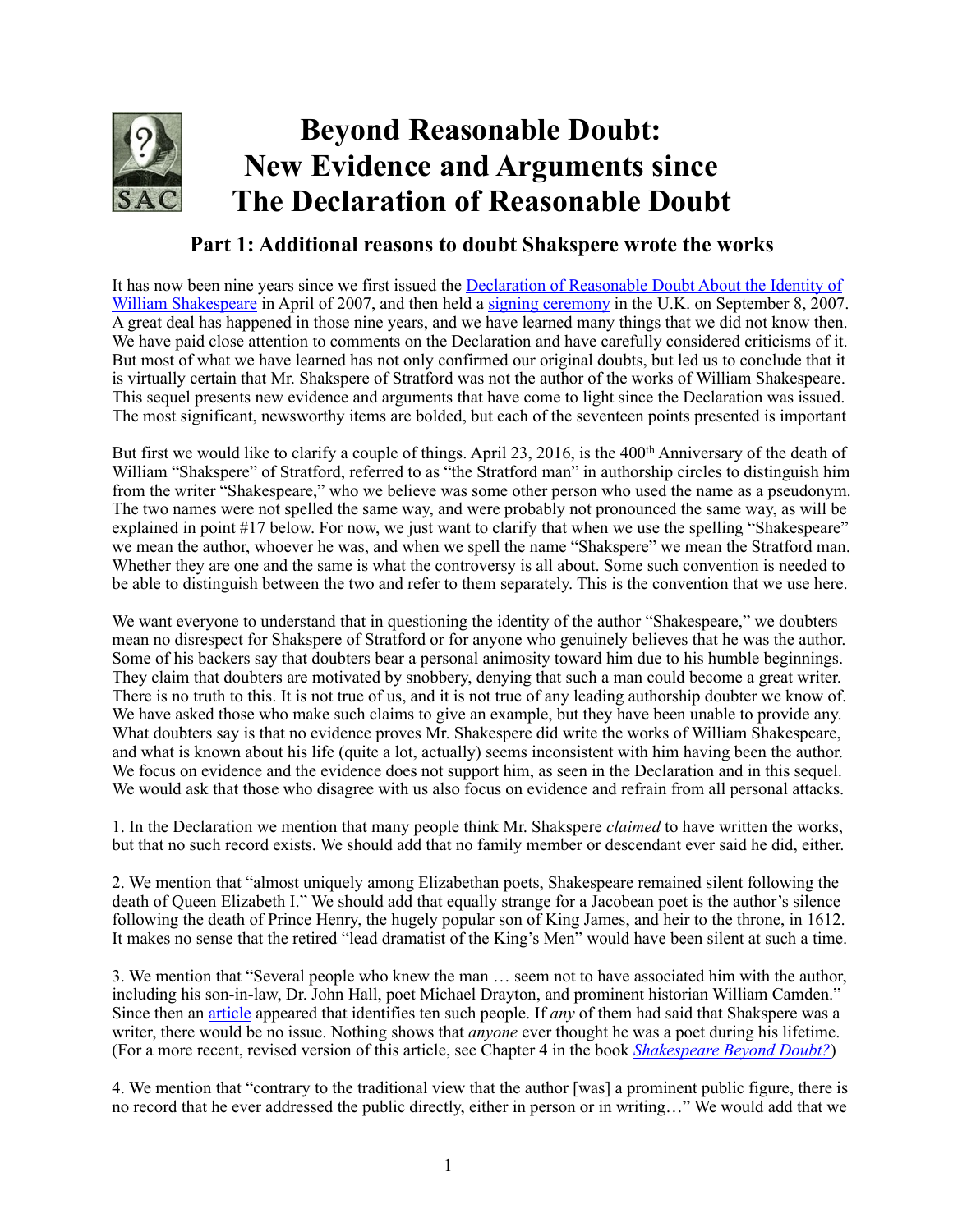# Beyond Reasonable Doubt: New Evidence and Arguments since The Declaration of Reasonable Doubt

## Part 1: Additional reasons to doubt Shakspere wrote the works

It has now been nine years since we first issued the Declaration of Reasonable Doubt About the Identity of William Shakespeare in April of 2007, and then held a signing ceremony in the U.K. on September 8, 2007. A great deal has happened in those nine years, and we have learned many things that we did not know then. We have paid close attention to comments on the Declaration and have carefully considered criticisms of it. But most of what we have learned has not only confirmed our original doubts, but led us to conclude that it is virtually certain that Mr. Shakspere of Stratford was not the author of the works of William Shakespeare. This sequel presents new evidence and arguments that have come to light since the Declaration was issued. The most significant, newsworthy items are bolded, but each of the seventeen points presented is important

But first we would like to clarify a couple of things. April 23, 2016, is the 400th Anniversary of the death of William "Shakspere" of Stratford, referred to as "the Stratford man" in authorship circles to distinguish him from the writer "Shakespeare," who we believe was some other person who used the name as a pseudonym. The two names were not spelled the same way, and were probably not pronounced the same way, as will be explained in point #17 below. For now, we just want to clarify that when we use the spelling "Shakespeare" we mean the author, whoever he was, and when we spell the name "Shakspere" we mean the Stratford man. Whether they are one and the same is what the controversy is all about. Some such convention is needed to be able to distinguish between the two and refer to them separately. This is the convention that we use here.

We want everyone to understand that in questioning the identity of the author "Shakespeare," we doubters mean no disrespect for Shakspere of Stratford or for anyone who genuinely believes that he was the author. Some of his backers say that doubters bear a personal animosity toward him due to his humble beginnings. They claim that doubters are motivated by snobbery, denying that such a man could become a great writer. There is no truth to this. It is not true of us, and it is not true of any leading authorship doubter we know of. We have asked those who make such claims to give an example, but they have been unable to provide any. What doubters say is that no evidence proves Mr. Shakespere did write the works of William Shakespeare, and what is known about his life (quite a lot, actually) seems inconsistent with him having been the author. We focus on evidence and the evidence does not support him, as seen in the Declaration and in this sequel. We would ask that those who disagree with us also focus on evidence and refrain from all personal attacks.

1. In the Declaration we mention that many people think Mr. Shakspere *claimed* to have written the works, but that no such record exists. We should add that no family member or descendant ever said he did, either.

2. We mention that "almost uniquely among Elizabethan poets, Shakespeare remained silent following the death of Queen Elizabeth I." We should add that equally strange for a Jacobean poet is the author's silence following the death of Prince Henry, the hugely popular son of King James, and heir to the throne, in 1612. It makes no sense that the retired "lead dramatist of the King's Men" would have been silent at such a time.

3. We mention that "Several people who knew the man … seem not to have associated him with the author, including his son-in-law, Dr. John Hall, poet Michael Drayton, and prominent historian William Camden." Since then an article appeared that identifies ten such people. If *any* of them had said that Shakspere was a writer, there would be no issue. Nothing shows that *anyone* ever thought he was a poet during his lifetime. (For a more recent, revised version of this article, see Chapter 4 in the book *Shakespeare Beyond Doubt?*)

4. We mention that "contrary to the traditional view that the author [was] a prominent public figure, there is no record that he ever addressed the public directly, either in person or in writing…" We would add that we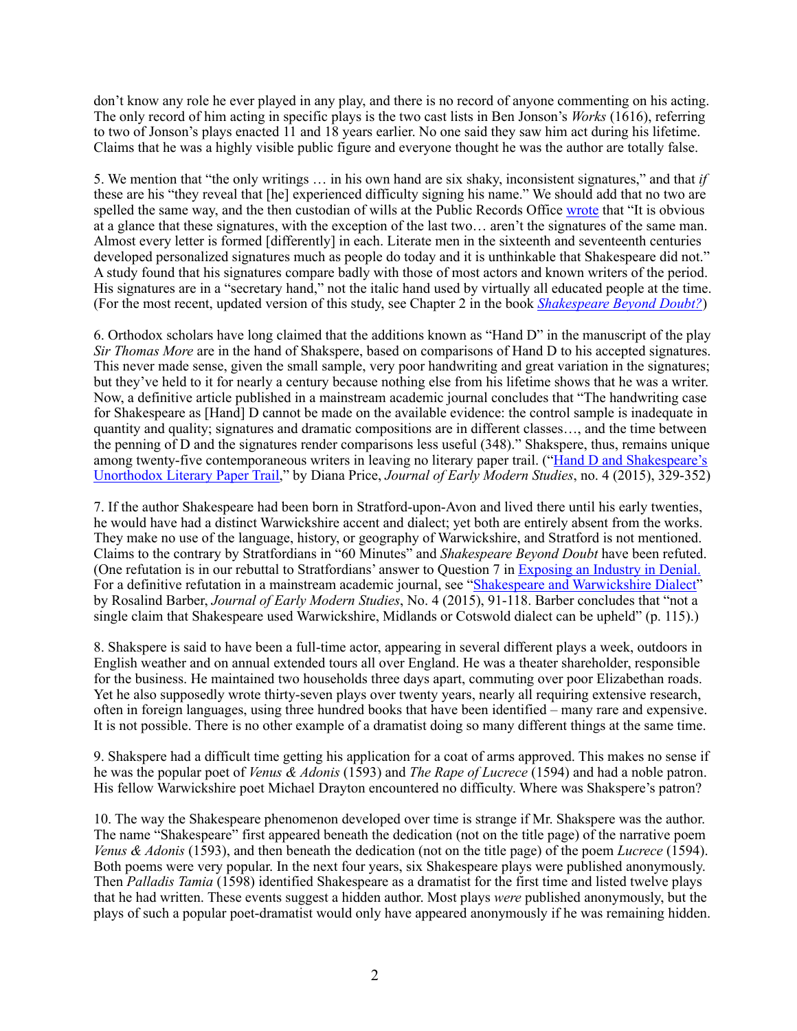don't know any role he ever played in any play, and there is no record of anyone commenting on his acting. The only record of him acting in specific plays is the two cast lists in Ben Jonson's *Works* (1616), referring to two of Jonson's plays enacted 11 and 18 years earlier. No one said they saw him act during his lifetime. Claims that he was a highly visible public figure and everyone thought he was the author are totally false.

5. We mention that "the only writings … in his own hand are six shaky, inconsistent signatures," and that *if* these are his "they reveal that [he] experienced difficulty signing his name." We should add that no two are spelled the same way, and the then custodian of wills at the Public Records Office wrote that "It is obvious at a glance that these signatures, with the exception of the last two… aren't the signatures of the same man. Almost every letter is formed [differently] in each. Literate men in the sixteenth and seventeenth centuries developed personalized signatures much as people do today and it is unthinkable that Shakespeare did not." A study found that his signatures compare badly with those of many actors and known writers of the period. His signatures are in a "secretary hand," not the italic hand used by virtually all educated people at the time. (For the most recent, updated version of this study, see Chapter 2 in the book *Shakespeare Beyond Doubt?*)

6. Orthodox scholars have long claimed that the additions known as "Hand D" in the manuscript of the play *Sir Thomas More* are in the hand of Shakspere, based on comparisons of Hand D to his accepted signatures. This never made sense, given the small sample, very poor handwriting and great variation in the signatures; but they've held to it for nearly a century because nothing else from his lifetime shows that he was a writer. Now, a definitive article published in a mainstream academic journal concludes that "The handwriting case for Shakespeare as [Hand] D cannot be made on the available evidence: the control sample is inadequate in quantity and quality; signatures and dramatic compositions are in different classes…, and the time between the penning of D and the signatures render comparisons less useful (348)." Shakspere, thus, remains unique among twenty-five contemporaneous writers in leaving no literary paper trail. ("Hand D and Shakespeare's Unorthodox Literary Paper Trail," by Diana Price, *Journal of Early Modern Studies*, no. 4 (2015), 329-352)

7. If the author Shakespeare had been born in Stratford-upon-Avon and lived there until his early twenties, he would have had a distinct Warwickshire accent and dialect; yet both are entirely absent from the works. They make no use of the language, history, or geography of Warwickshire, and Stratford is not mentioned. Claims to the contrary by Stratfordians in "60 Minutes" and *Shakespeare Beyond Doubt* have been refuted. (One refutation is in our rebuttal to Stratfordians' answer to Question 7 in Exposing an Industry in Denial. For a definitive refutation in a mainstream academic journal, see "Shakespeare and Warwickshire Dialect" by Rosalind Barber, *Journal of Early Modern Studies*, No. 4 (2015), 91-118. Barber concludes that "not a single claim that Shakespeare used Warwickshire, Midlands or Cotswold dialect can be upheld" (p. 115).)

8. Shakspere is said to have been a full-time actor, appearing in several different plays a week, outdoors in English weather and on annual extended tours all over England. He was a theater shareholder, responsible for the business. He maintained two households three days apart, commuting over poor Elizabethan roads. Yet he also supposedly wrote thirty-seven plays over twenty years, nearly all requiring extensive research, often in foreign languages, using three hundred books that have been identified – many rare and expensive. It is not possible. There is no other example of a dramatist doing so many different things at the same time.

9. Shakspere had a difficult time getting his application for a coat of arms approved. This makes no sense if he was the popular poet of *Venus & Adonis* (1593) and *The Rape of Lucrece* (1594) and had a noble patron. His fellow Warwickshire poet Michael Drayton encountered no difficulty. Where was Shakspere's patron?

10. The way the Shakespeare phenomenon developed over time is strange if Mr. Shakspere was the author. The name "Shakespeare" first appeared beneath the dedication (not on the title page) of the narrative poem *Venus & Adonis* (1593), and then beneath the dedication (not on the title page) of the poem *Lucrece* (1594). Both poems were very popular. In the next four years, six Shakespeare plays were published anonymously. Then *Palladis Tamia* (1598) identified Shakespeare as a dramatist for the first time and listed twelve plays that he had written. These events suggest a hidden author. Most plays *were* published anonymously, but the plays of such a popular poet-dramatist would only have appeared anonymously if he was remaining hidden.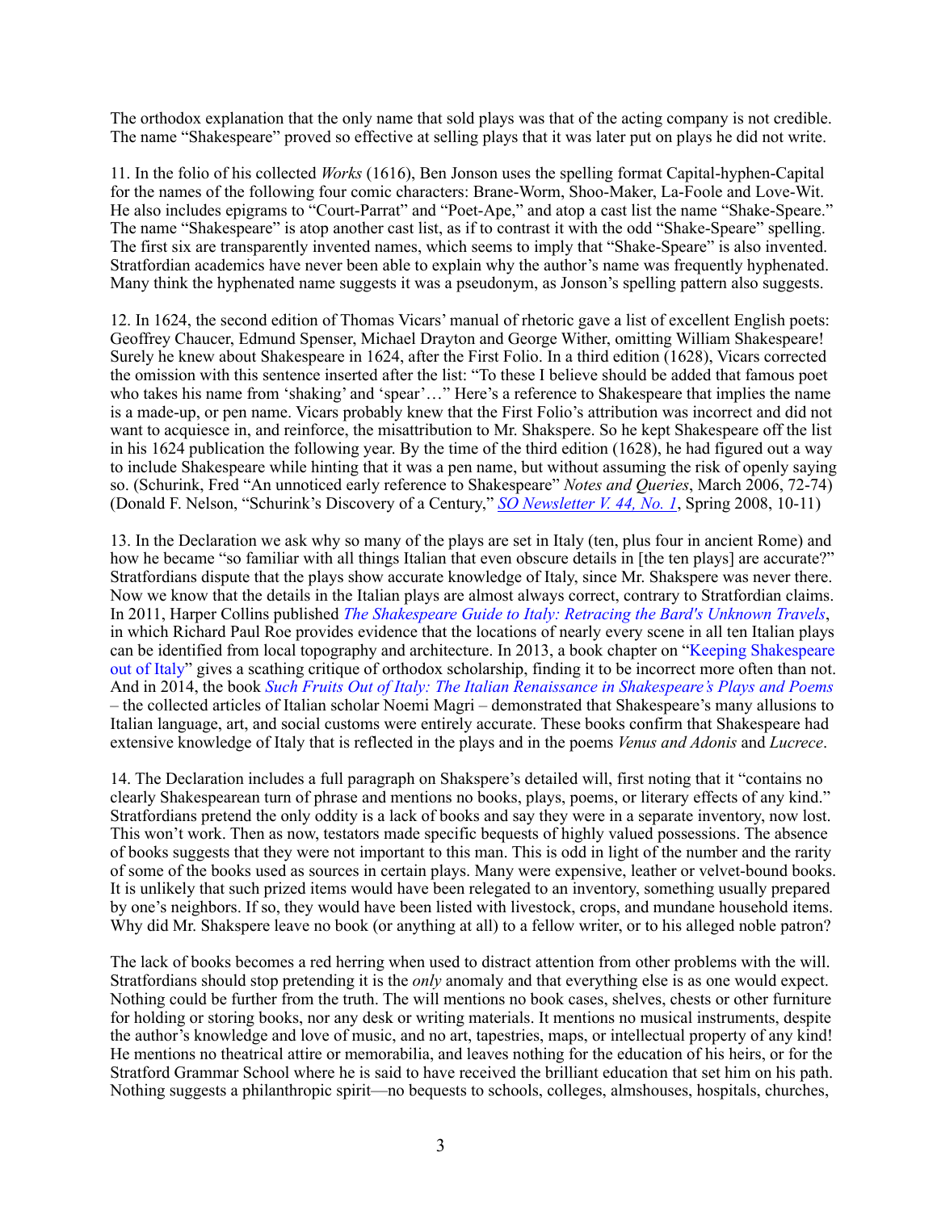The orthodox explanation that the only name that sold plays was that of the acting company is not credible. The name "Shakespeare" proved so effective at selling plays that it was later put on plays he did not write.

11. In the folio of his collected *Works* (1616), Ben Jonson uses the spelling format Capital-hyphen-Capital for the names of the following four comic characters: Brane-Worm, Shoo-Maker, La-Foole and Love-Wit. He also includes epigrams to "Court-Parrat" and "Poet-Ape," and atop a cast list the name "Shake-Speare." The name "Shakespeare" is atop another cast list, as if to contrast it with the odd "Shake-Speare" spelling. The first six are transparently invented names, which seems to imply that "Shake-Speare" is also invented. Stratfordian academics have never been able to explain why the author's name was frequently hyphenated. Many think the hyphenated name suggests it was a pseudonym, as Jonson's spelling pattern also suggests.

12. In 1624, the second edition of Thomas Vicars' manual of rhetoric gave a list of excellent English poets: Geoffrey Chaucer, Edmund Spenser, Michael Drayton and George Wither, omitting William Shakespeare! Surely he knew about Shakespeare in 1624, after the First Folio. In a third edition (1628), Vicars corrected the omission with this sentence inserted after the list: "To these I believe should be added that famous poet who takes his name from 'shaking' and 'spear'…" Here's a reference to Shakespeare that implies the name is a made-up, or pen name. Vicars probably knew that the First Folio's attribution was incorrect and did not want to acquiesce in, and reinforce, the misattribution to Mr. Shakspere. So he kept Shakespeare off the list in his 1624 publication the following year. By the time of the third edition (1628), he had figured out a way to include Shakespeare while hinting that it was a pen name, but without assuming the risk of openly saying so. (Schurink, Fred "An unnoticed early reference to Shakespeare" *Notes and Queries*, March 2006, 72-74) (Donald F. Nelson, "Schurink's Discovery of a Century," *SO Newsletter V. 44, No. 1*, Spring 2008, 10-11)

13. In the Declaration we ask why so many of the plays are set in Italy (ten, plus four in ancient Rome) and how he became "so familiar with all things Italian that even obscure details in [the ten plays] are accurate?" Stratfordians dispute that the plays show accurate knowledge of Italy, since Mr. Shakspere was never there. Now we know that the details in the Italian plays are almost always correct, contrary to Stratfordian claims. In 2011, Harper Collins published *The Shakespeare Guide to Italy: Retracing the Bard's Unknown Travels*, in which Richard Paul Roe provides evidence that the locations of nearly every scene in all ten Italian plays can be identified from local topography and architecture. In 2013, a book chapter on "Keeping Shakespeare out of Italy" gives a scathing critique of orthodox scholarship, finding it to be incorrect more often than not. And in 2014, the book *Such Fruits Out of Italy: The Italian Renaissance in Shakespeare's Plays and Poems* – the collected articles of Italian scholar Noemi Magri – demonstrated that Shakespeare's many allusions to Italian language, art, and social customs were entirely accurate. These books confirm that Shakespeare had extensive knowledge of Italy that is reflected in the plays and in the poems *Venus and Adonis* and *Lucrece*.

14. The Declaration includes a full paragraph on Shakspere's detailed will, first noting that it "contains no clearly Shakespearean turn of phrase and mentions no books, plays, poems, or literary effects of any kind." Stratfordians pretend the only oddity is a lack of books and say they were in a separate inventory, now lost. This won't work. Then as now, testators made specific bequests of highly valued possessions. The absence of books suggests that they were not important to this man. This is odd in light of the number and the rarity of some of the books used as sources in certain plays. Many were expensive, leather or velvet-bound books. It is unlikely that such prized items would have been relegated to an inventory, something usually prepared by one's neighbors. If so, they would have been listed with livestock, crops, and mundane household items. Why did Mr. Shakspere leave no book (or anything at all) to a fellow writer, or to his alleged noble patron?

The lack of books becomes a red herring when used to distract attention from other problems with the will. Stratfordians should stop pretending it is the *only* anomaly and that everything else is as one would expect. Nothing could be further from the truth. The will mentions no book cases, shelves, chests or other furniture for holding or storing books, nor any desk or writing materials. It mentions no musical instruments, despite the author's knowledge and love of music, and no art, tapestries, maps, or intellectual property of any kind! He mentions no theatrical attire or memorabilia, and leaves nothing for the education of his heirs, or for the Stratford Grammar School where he is said to have received the brilliant education that set him on his path. Nothing suggests a philanthropic spirit—no bequests to schools, colleges, almshouses, hospitals, churches,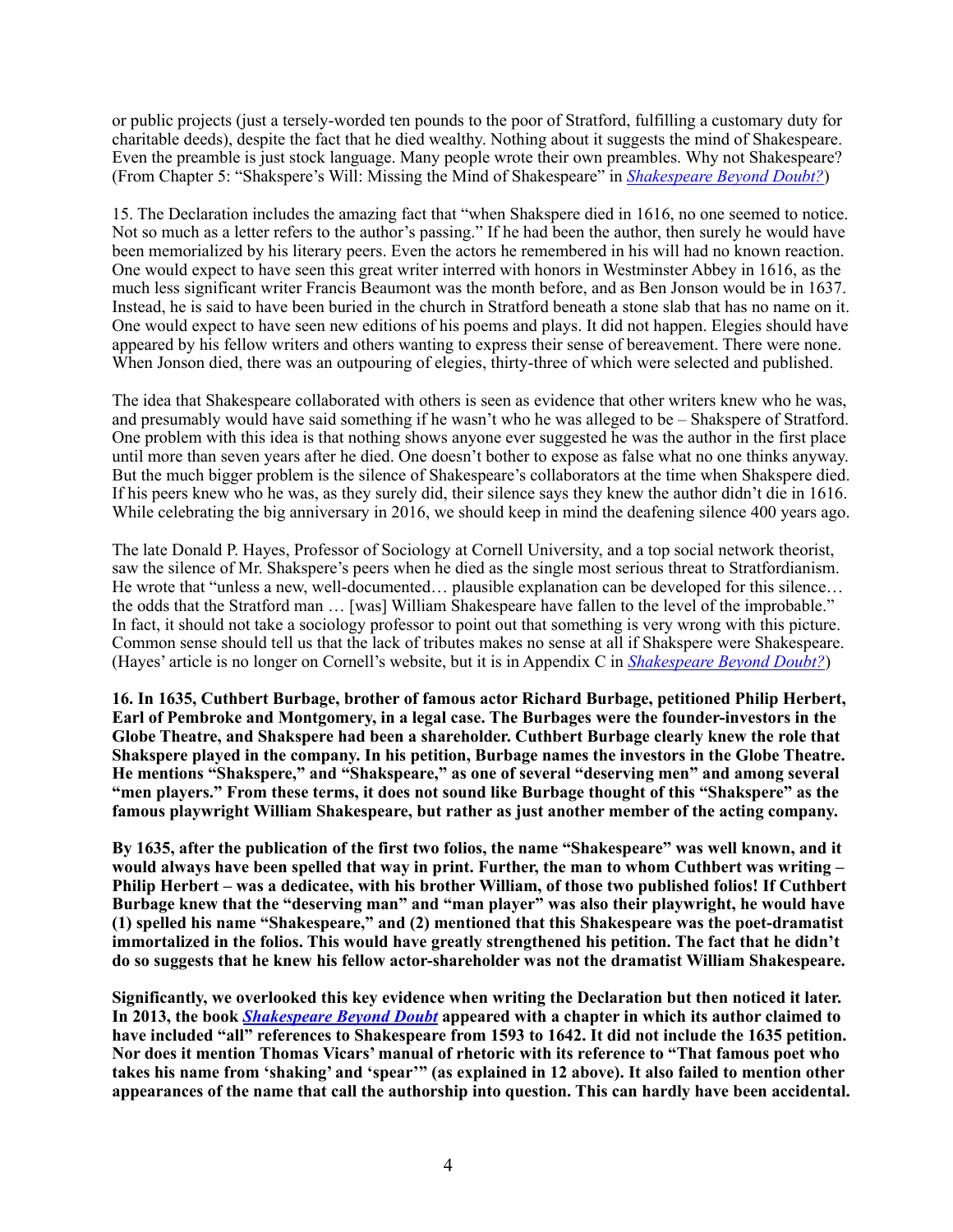or public projects (just a tersely-worded ten pounds to the poor of Stratford, fulfilling a customary duty for charitable deeds), despite the fact that he died wealthy. Nothing about it suggests the mind of Shakespeare. Even the preamble is just stock language. Many people wrote their own preambles. Why not Shakespeare? (From Chapter 5: "Shakspere's Will: Missing the Mind of Shakespeare" in *Shakespeare Beyond Doubt?*)

15. The Declaration includes the amazing fact that "when Shakspere died in 1616, no one seemed to notice. Not so much as a letter refers to the author's passing." If he had been the author, then surely he would have been memorialized by his literary peers. Even the actors he remembered in his will had no known reaction. One would expect to have seen this great writer interred with honors in Westminster Abbey in 1616, as the much less significant writer Francis Beaumont was the month before, and as Ben Jonson would be in 1637. Instead, he is said to have been buried in the church in Stratford beneath a stone slab that has no name on it. One would expect to have seen new editions of his poems and plays. It did not happen. Elegies should have appeared by his fellow writers and others wanting to express their sense of bereavement. There were none. When Jonson died, there was an outpouring of elegies, thirty-three of which were selected and published.

The idea that Shakespeare collaborated with others is seen as evidence that other writers knew who he was, and presumably would have said something if he wasn't who he was alleged to be – Shakspere of Stratford. One problem with this idea is that nothing shows anyone ever suggested he was the author in the first place until more than seven years after he died. One doesn't bother to expose as false what no one thinks anyway. But the much bigger problem is the silence of Shakespeare's collaborators at the time when Shakspere died. If his peers knew who he was, as they surely did, their silence says they knew the author didn't die in 1616. While celebrating the big anniversary in 2016, we should keep in mind the deafening silence 400 years ago.

The late Donald P. Hayes, Professor of Sociology at Cornell University, and a top social network theorist, saw the silence of Mr. Shakspere's peers when he died as the single most serious threat to Stratfordianism. He wrote that "unless a new, well-documented… plausible explanation can be developed for this silence… the odds that the Stratford man … [was] William Shakespeare have fallen to the level of the improbable." In fact, it should not take a sociology professor to point out that something is very wrong with this picture. Common sense should tell us that the lack of tributes makes no sense at all if Shakspere were Shakespeare. (Hayes' article is no longer on Cornell's website, but it is in Appendix C in *Shakespeare Beyond Doubt?*)

**16. In 1635, Cuthbert Burbage, brother of famous actor Richard Burbage, petitioned Philip Herbert, Earl of Pembroke and Montgomery, in a legal case. The Burbages were the founder-investors in the Globe Theatre, and Shakspere had been a shareholder. Cuthbert Burbage clearly knew the role that Shakspere played in the company. In his petition, Burbage names the investors in the Globe Theatre. He mentions "Shakspere," and "Shakspeare," as one of several "deserving men" and among several "men players." From these terms, it does not sound like Burbage thought of this "Shakspere" as the famous playwright William Shakespeare, but rather as just another member of the acting company.**

**By 1635, after the publication of the first two folios, the name "Shakespeare" was well known, and it would always have been spelled that way in print. Further, the man to whom Cuthbert was writing – Philip Herbert – was a dedicatee, with his brother William, of those two published folios! If Cuthbert Burbage knew that the "deserving man" and "man player" was also their playwright, he would have (1) spelled his name "Shakespeare," and (2) mentioned that this Shakespeare was the poet-dramatist immortalized in the folios. This would have greatly strengthened his petition. The fact that he didn't do so suggests that he knew his fellow actor-shareholder was not the dramatist William Shakespeare.**

**Significantly, we overlooked this key evidence when writing the Declaration but then noticed it later. In 2013, the book *Shakespeare Beyond Doubt* appeared with a chapter in which its author claimed to have included "all" references to Shakespeare from 1593 to 1642. It did not include the 1635 petition. Nor does it mention Thomas Vicars' manual of rhetoric with its reference to "That famous poet who takes his name from 'shaking' and 'spear'" (as explained in 12 above). It also failed to mention other appearances of the name that call the authorship into question. This can hardly have been accidental.**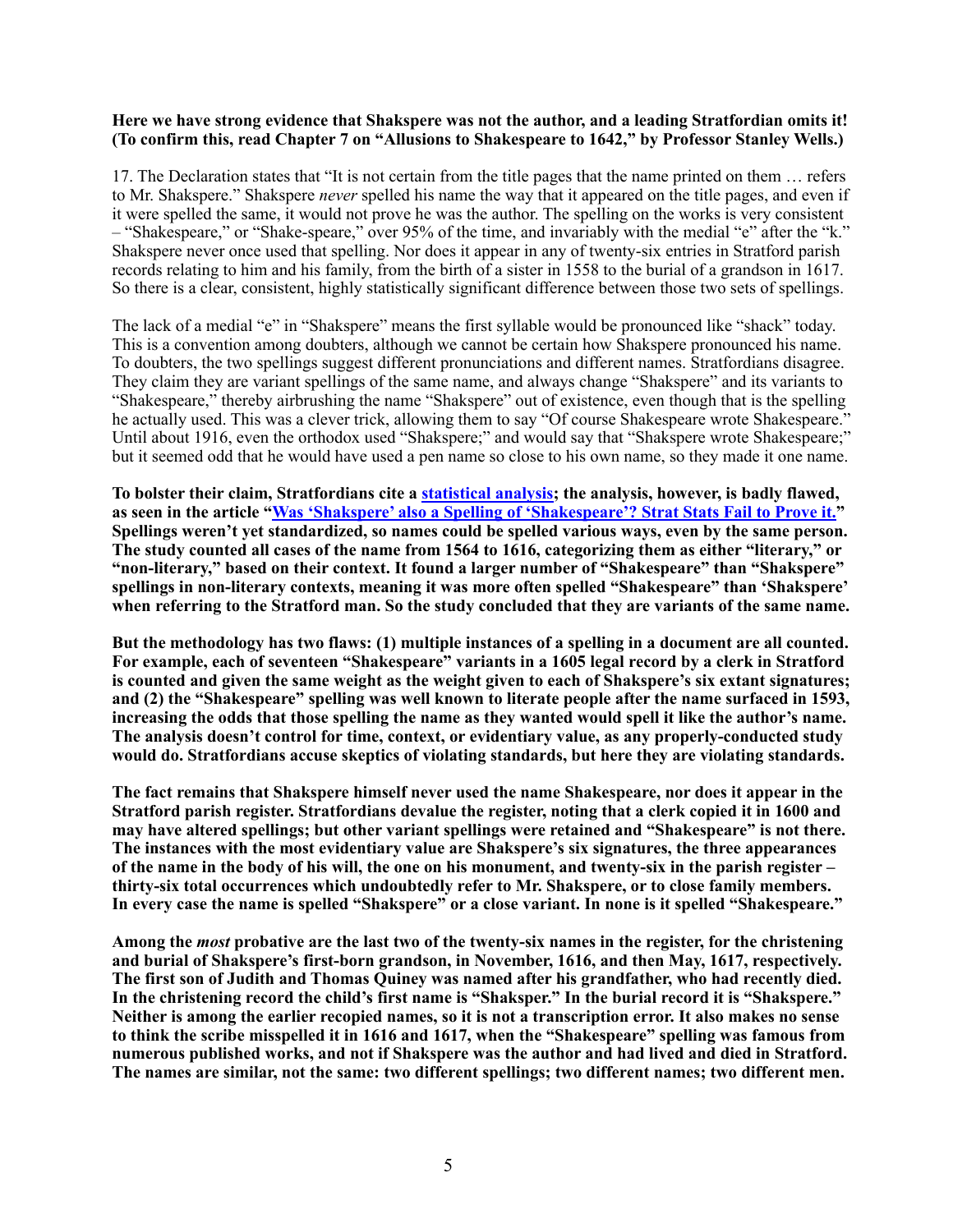**Here we have strong evidence that Shakspere was not the author, and a leading Stratfordian omits it! (To confirm this, read Chapter 7 on "Allusions to Shakespeare to 1642," by Professor Stanley Wells.)**

17. The Declaration states that "It is not certain from the title pages that the name printed on them … refers to Mr. Shakspere." Shakspere *never* spelled his name the way that it appeared on the title pages, and even if it were spelled the same, it would not prove he was the author. The spelling on the works is very consistent – "Shakespeare," or "Shake-speare," over 95% of the time, and invariably with the medial "e" after the "k." Shakspere never once used that spelling. Nor does it appear in any of twenty-six entries in Stratford parish records relating to him and his family, from the birth of a sister in 1558 to the burial of a grandson in 1617. So there is a clear, consistent, highly statistically significant difference between those two sets of spellings.

The lack of a medial "e" in "Shakspere" means the first syllable would be pronounced like "shack" today. This is a convention among doubters, although we cannot be certain how Shakspere pronounced his name. To doubters, the two spellings suggest different pronunciations and different names. Stratfordians disagree. They claim they are variant spellings of the same name, and always change "Shakspere" and its variants to "Shakespeare," thereby airbrushing the name "Shakspere" out of existence, even though that is the spelling he actually used. This was a clever trick, allowing them to say "Of course Shakespeare wrote Shakespeare." Until about 1916, even the orthodox used "Shakspere;" and would say that "Shakspere wrote Shakespeare;" but it seemed odd that he would have used a pen name so close to his own name, so they made it one name.

**To bolster their claim, Stratfordians cite a statistical analysis; the analysis, however, is badly flawed, as seen in the article "Was 'Shakspere' also a Spelling of 'Shakespeare'? Strat Stats Fail to Prove it." Spellings weren't yet standardized, so names could be spelled various ways, even by the same person. The study counted all cases of the name from 1564 to 1616, categorizing them as either "literary," or "non-literary," based on their context. It found a larger number of "Shakespeare" than "Shakspere" spellings in non-literary contexts, meaning it was more often spelled "Shakespeare" than 'Shakspere' when referring to the Stratford man. So the study concluded that they are variants of the same name.**

**But the methodology has two flaws: (1) multiple instances of a spelling in a document are all counted. For example, each of seventeen "Shakespeare" variants in a 1605 legal record by a clerk in Stratford is counted and given the same weight as the weight given to each of Shakspere's six extant signatures; and (2) the "Shakespeare" spelling was well known to literate people after the name surfaced in 1593, increasing the odds that those spelling the name as they wanted would spell it like the author's name. The analysis doesn't control for time, context, or evidentiary value, as any properly-conducted study would do. Stratfordians accuse skeptics of violating standards, but here they are violating standards.**

**The fact remains that Shakspere himself never used the name Shakespeare, nor does it appear in the Stratford parish register. Stratfordians devalue the register, noting that a clerk copied it in 1600 and may have altered spellings; but other variant spellings were retained and "Shakespeare" is not there. The instances with the most evidentiary value are Shakspere's six signatures, the three appearances of the name in the body of his will, the one on his monument, and twenty-six in the parish register – thirty-six total occurrences which undoubtedly refer to Mr. Shakspere, or to close family members. In every case the name is spelled "Shakspere" or a close variant. In none is it spelled "Shakespeare."**

**Among the *most* probative are the last two of the twenty-six names in the register, for the christening and burial of Shakspere's first-born grandson, in November, 1616, and then May, 1617, respectively. The first son of Judith and Thomas Quiney was named after his grandfather, who had recently died. In the christening record the child's first name is "Shaksper." In the burial record it is "Shakspere." Neither is among the earlier recopied names, so it is not a transcription error. It also makes no sense to think the scribe misspelled it in 1616 and 1617, when the "Shakespeare" spelling was famous from numerous published works, and not if Shakspere was the author and had lived and died in Stratford. The names are similar, not the same: two different spellings; two different names; two different men.**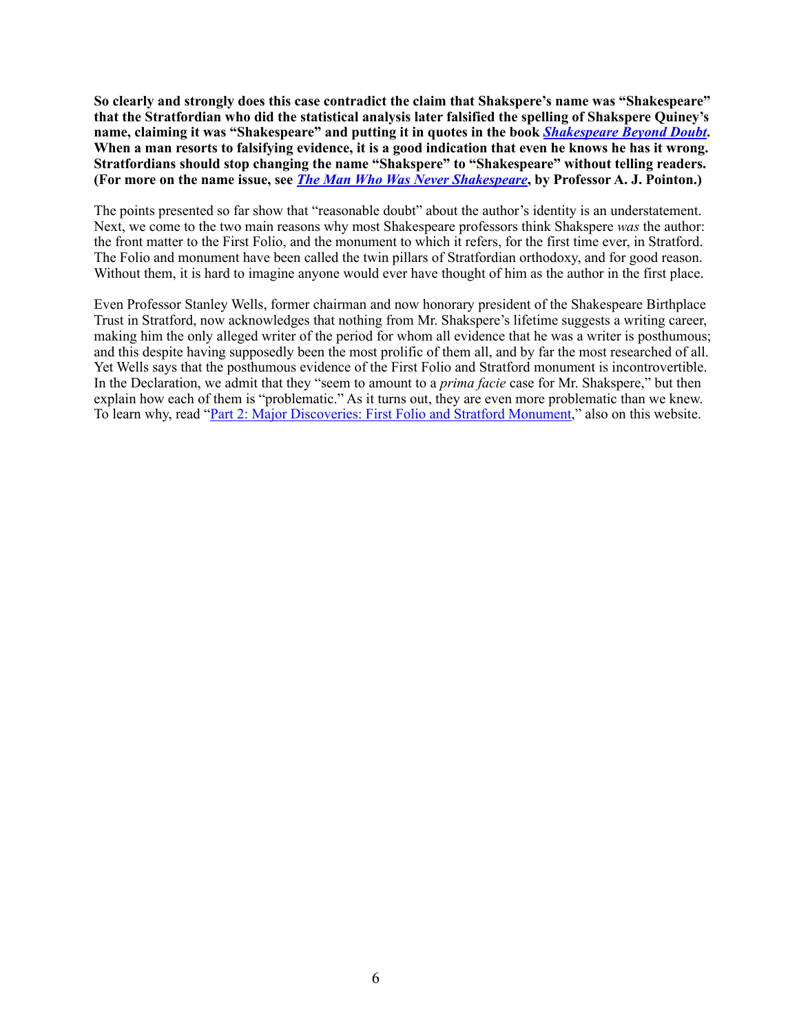**So clearly and strongly does this case contradict the claim that Shakspere's name was "Shakespeare" that the Stratfordian who did the statistical analysis later falsified the spelling of Shakspere Quiney's name, claiming it was "Shakespeare" and putting it in quotes in the book *Shakespeare Beyond Doubt*. When a man resorts to falsifying evidence, it is a good indication that even he knows he has it wrong. Stratfordians should stop changing the name "Shakspere" to "Shakespeare" without telling readers. (For more on the name issue, see *The Man Who Was Never Shakespeare*, by Professor A. J. Pointon.)**

The points presented so far show that "reasonable doubt" about the author's identity is an understatement. Next, we come to the two main reasons why most Shakespeare professors think Shakspere *was* the author: the front matter to the First Folio, and the monument to which it refers, for the first time ever, in Stratford. The Folio and monument have been called the twin pillars of Stratfordian orthodoxy, and for good reason. Without them, it is hard to imagine anyone would ever have thought of him as the author in the first place.

Even Professor Stanley Wells, former chairman and now honorary president of the Shakespeare Birthplace Trust in Stratford, now acknowledges that nothing from Mr. Shakspere's lifetime suggests a writing career, making him the only alleged writer of the period for whom all evidence that he was a writer is posthumous; and this despite having supposedly been the most prolific of them all, and by far the most researched of all. Yet Wells says that the posthumous evidence of the First Folio and Stratford monument is incontrovertible. In the Declaration, we admit that they "seem to amount to a *prima facie* case for Mr. Shakspere," but then explain how each of them is "problematic." As it turns out, they are even more problematic than we knew. To learn why, read "Part 2: Major Discoveries: First Folio and Stratford Monument," also on this website.